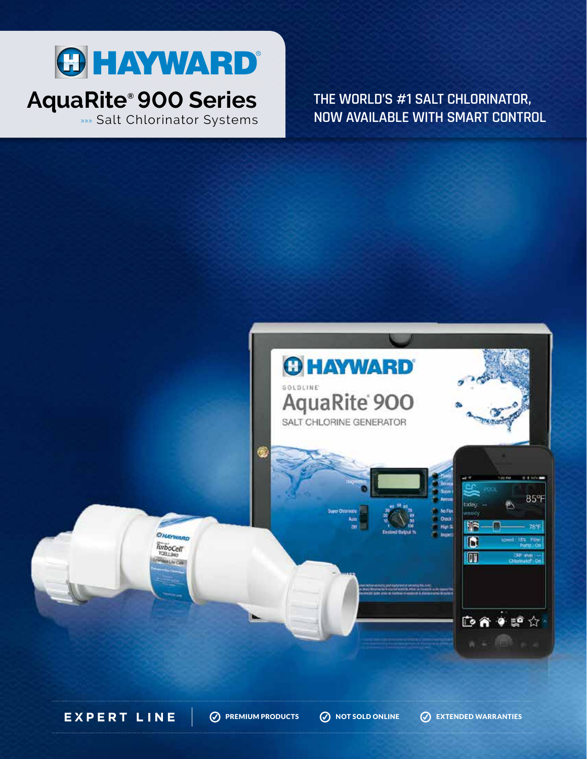# HAYWARD®

## AquaRite® 900 Series

»»» Salt Chlorinator Systems

**THE WORLD'S #1 SALT CHLORINATOR, NOW AVAILABLE WITH SMART CONTROL**

**EXPERT LINE** | PREMIUM PRODUCTS | NOT SOLD ONLINE | EXTENDED WARRANTIES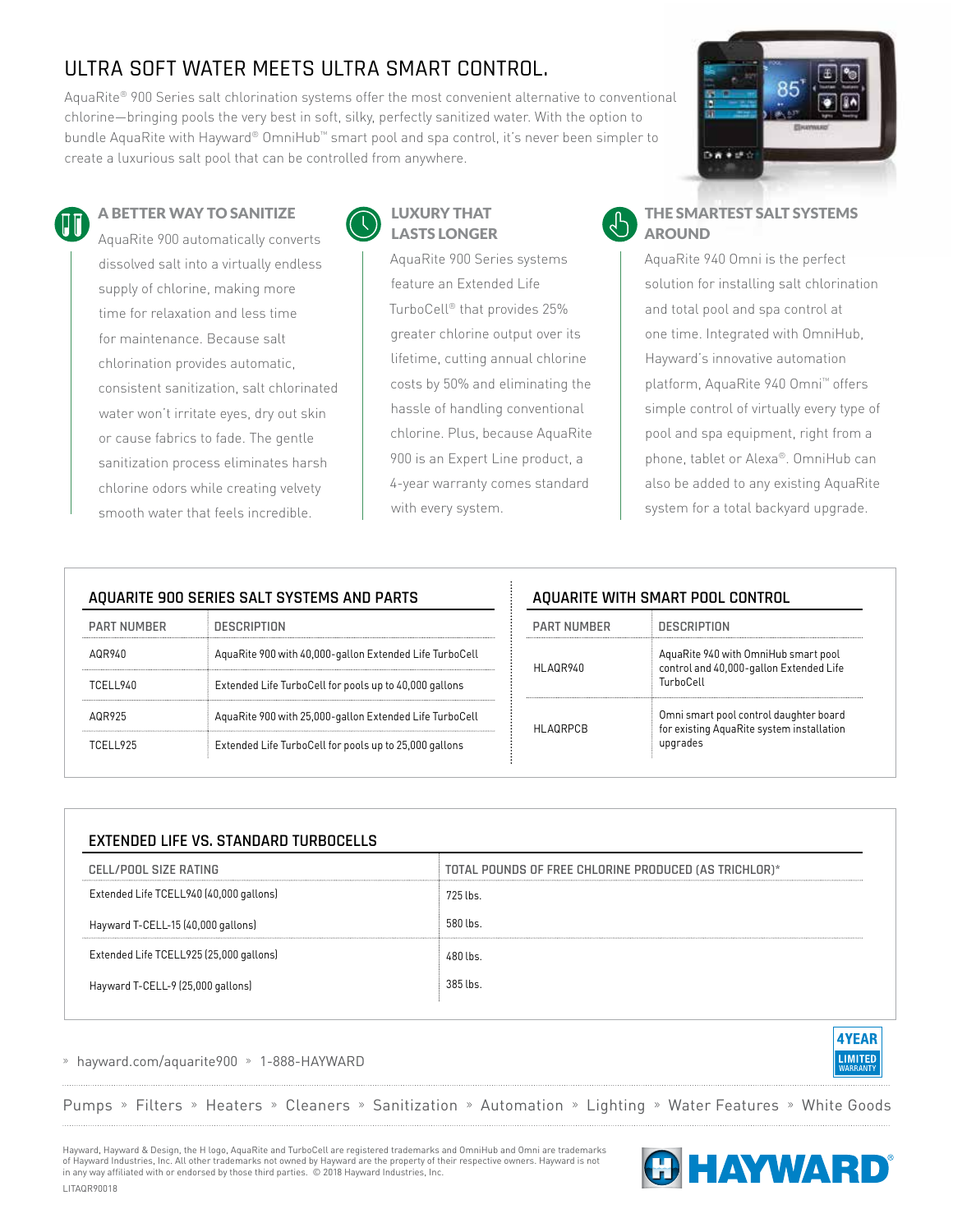# ULTRA SOFT WATER MEETS ULTRA SMART CONTROL.

AquaRite® 900 Series salt chlorination systems offer the most convenient alternative to conventional chlorine—bringing pools the very best in soft, silky, perfectly sanitized water. With the option to bundle AquaRite with Hayward® OmniHub™ smart pool and spa control, it's never been simpler to create a luxurious salt pool that can be controlled from anywhere.

### A BETTER WAY TO SANITIZE

AquaRite 900 automatically converts dissolved salt into a virtually endless supply of chlorine, making more time for relaxation and less time for maintenance. Because salt chlorination provides automatic, consistent sanitization, salt chlorinated water won't irritate eyes, dry out skin or cause fabrics to fade. The gentle sanitization process eliminates harsh chlorine odors while creating velvety smooth water that feels incredible.

### LUXURY THAT LASTS LONGER

AquaRite 900 Series systems feature an Extended Life TurboCell® that provides 25% greater chlorine output over its lifetime, cutting annual chlorine costs by 50% and eliminating the hassle of handling conventional chlorine. Plus, because AquaRite 900 is an Expert Line product, a 4-year warranty comes standard with every system.

### THE SMARTEST SALT SYSTEMS AROUND

AquaRite 940 Omni is the perfect solution for installing salt chlorination and total pool and spa control at one time. Integrated with OmniHub, Hayward's innovative automation platform, AquaRite 940 Omni™ offers simple control of virtually every type of pool and spa equipment, right from a phone, tablet or Alexa®. OmniHub can also be added to any existing AquaRite system for a total backyard upgrade.

## AQUARITE 900 SERIES SALT SYSTEMS AND PARTS

| PART NUMBER | DESCRIPTION |
|---|---|
| AQR940 | AquaRite 900 with 40,000-gallon Extended Life TurboCell |
| TCELL940 | Extended Life TurboCell for pools up to 40,000 gallons |
| AQR925 | AquaRite 900 with 25,000-gallon Extended Life TurboCell |
| TCELL925 | Extended Life TurboCell for pools up to 25,000 gallons |

## AQUARITE WITH SMART POOL CONTROL

| PART NUMBER | DESCRIPTION |
|---|---|
| HLAQR940 | AquaRite 940 with OmniHub smart pool control and 40,000-gallon Extended Life TurboCell |
| HLAQRPCB | Omni smart pool control daughter board for existing AquaRite system installation upgrades |

## EXTENDED LIFE VS. STANDARD TURBOCELLS

| CELL/POOL SIZE RATING | TOTAL POUNDS OF FREE CHLORINE PRODUCED (AS TRICHLOR)* |
|---|---|
| Extended Life TCELL940 (40,000 gallons) | 725 lbs. |
| Hayward T-CELL-15 (40,000 gallons) | 580 lbs. |
| Extended Life TCELL925 (25,000 gallons) | 480 lbs. |
| Hayward T-CELL-9 (25,000 gallons) | 385 lbs. |

» hayward.com/aquarite900 » 1-888-HAYWARD

4YEAR LIMITED WARRANTY

Pumps » Filters » Heaters » Cleaners » Sanitization » Automation » Lighting » Water Features » White Goods

Hayward, Hayward & Design, the H logo, AquaRite and TurboCell are registered trademarks and OmniHub and Omni are trademarks of Hayward Industries, Inc. All other trademarks not owned by Hayward are the property of their respective owners. Hayward is not in any way affiliated with or endorsed by those third parties. © 2018 Hayward Industries, Inc.

LITAQR90018

HAYWARD®